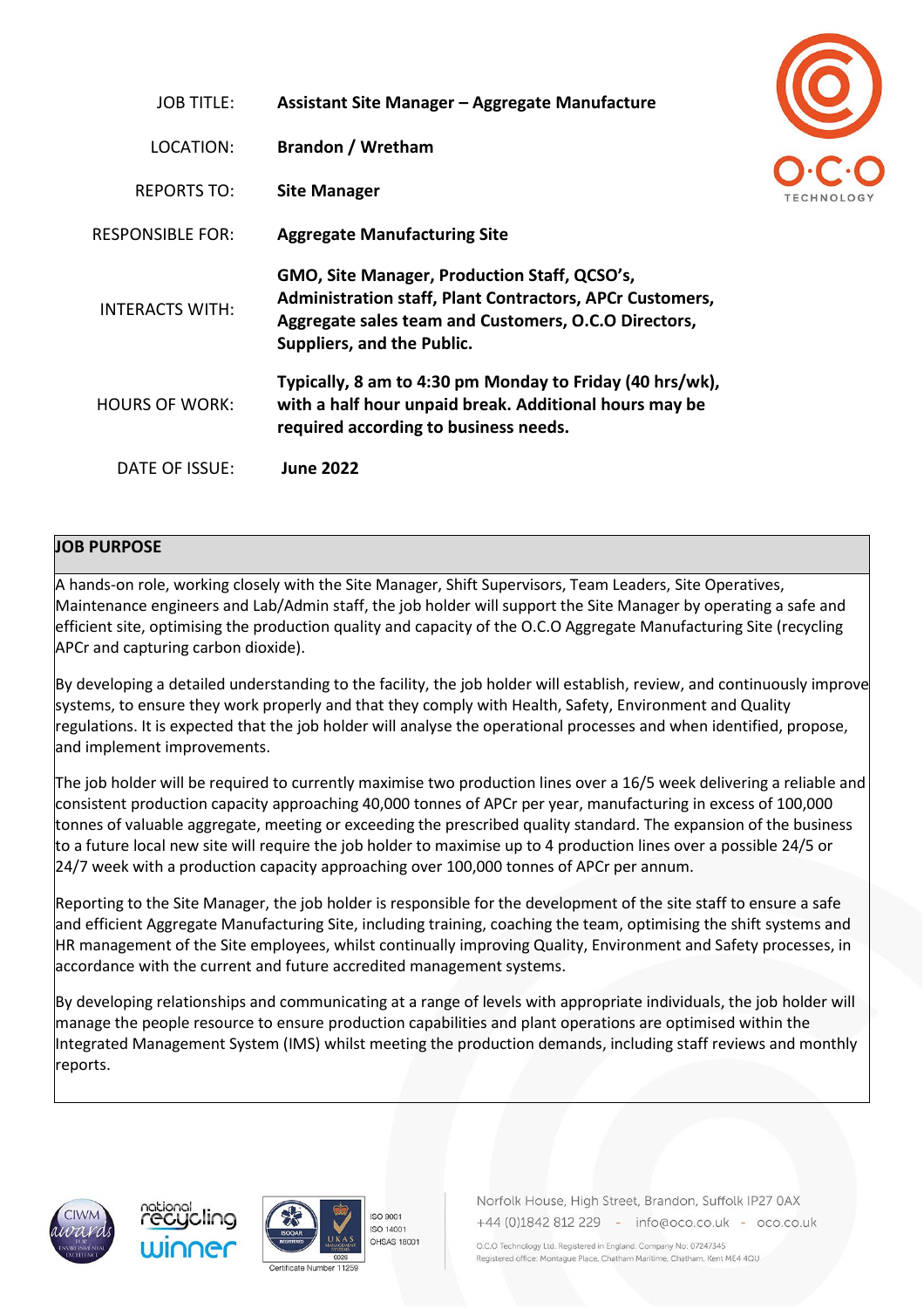| | |
|---|---|
| JOB TITLE: | **Assistant Site Manager – Aggregate Manufacture** |
| LOCATION: | **Brandon / Wretham** |
| REPORTS TO: | **Site Manager** |
| RESPONSIBLE FOR: | **Aggregate Manufacturing Site** |
| INTERACTS WITH: | **GMO, Site Manager, Production Staff, QCSO's, Administration staff, Plant Contractors, APCr Customers, Aggregate sales team and Customers, O.C.O Directors, Suppliers, and the Public.** |
| HOURS OF WORK: | **Typically, 8 am to 4:30 pm Monday to Friday (40 hrs/wk), with a half hour unpaid break. Additional hours may be required according to business needs.** |
| DATE OF ISSUE: | **June 2022** |

## JOB PURPOSE

A hands-on role, working closely with the Site Manager, Shift Supervisors, Team Leaders, Site Operatives, Maintenance engineers and Lab/Admin staff, the job holder will support the Site Manager by operating a safe and efficient site, optimising the production quality and capacity of the O.C.O Aggregate Manufacturing Site (recycling APCr and capturing carbon dioxide).

By developing a detailed understanding to the facility, the job holder will establish, review, and continuously improve systems, to ensure they work properly and that they comply with Health, Safety, Environment and Quality regulations. It is expected that the job holder will analyse the operational processes and when identified, propose, and implement improvements.

The job holder will be required to currently maximise two production lines over a 16/5 week delivering a reliable and consistent production capacity approaching 40,000 tonnes of APCr per year, manufacturing in excess of 100,000 tonnes of valuable aggregate, meeting or exceeding the prescribed quality standard. The expansion of the business to a future local new site will require the job holder to maximise up to 4 production lines over a possible 24/5 or 24/7 week with a production capacity approaching over 100,000 tonnes of APCr per annum.

Reporting to the Site Manager, the job holder is responsible for the development of the site staff to ensure a safe and efficient Aggregate Manufacturing Site, including training, coaching the team, optimising the shift systems and HR management of the Site employees, whilst continually improving Quality, Environment and Safety processes, in accordance with the current and future accredited management systems.

By developing relationships and communicating at a range of levels with appropriate individuals, the job holder will manage the people resource to ensure production capabilities and plant operations are optimised within the Integrated Management System (IMS) whilst meeting the production demands, including staff reviews and monthly reports.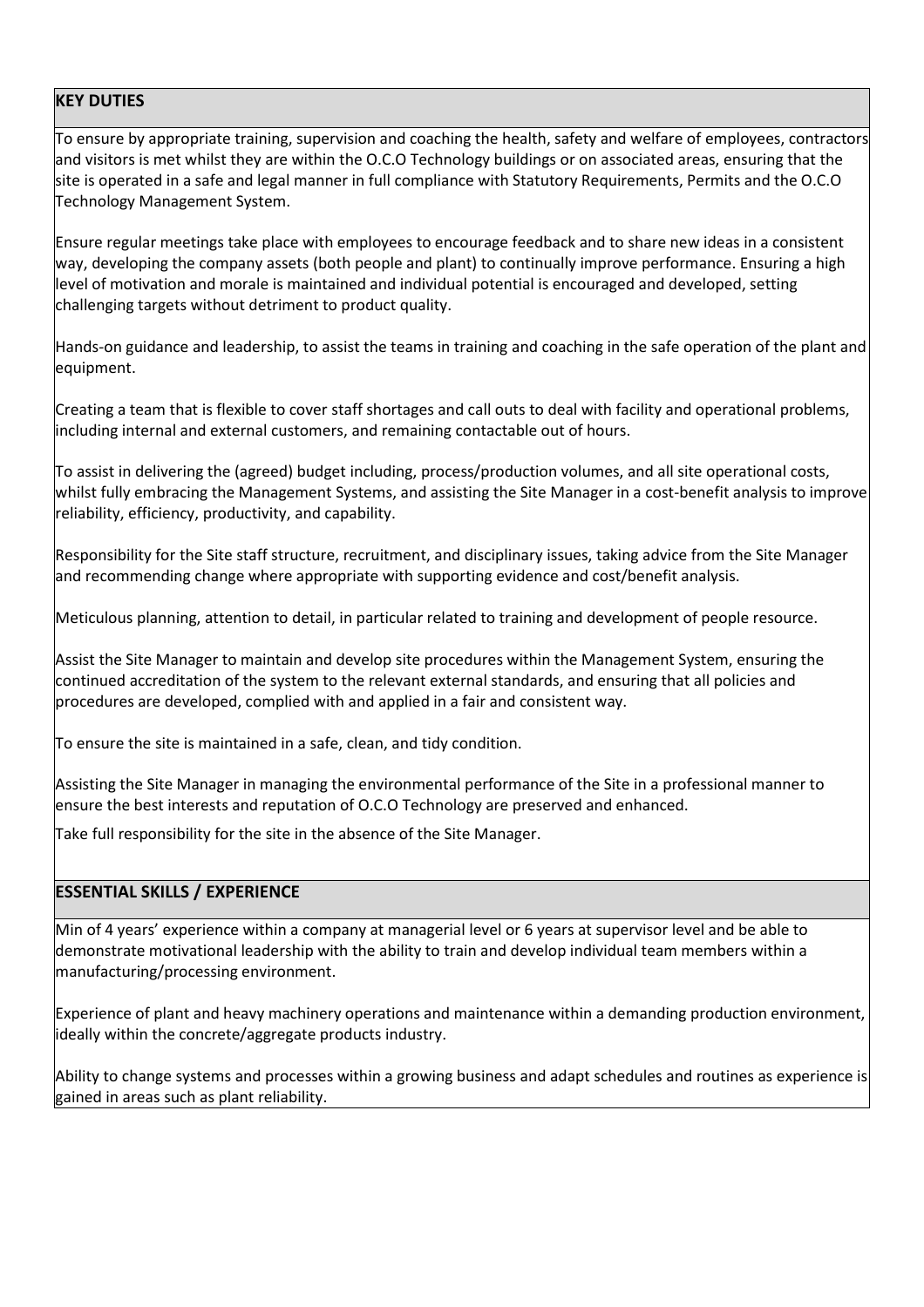## KEY DUTIES

To ensure by appropriate training, supervision and coaching the health, safety and welfare of employees, contractors and visitors is met whilst they are within the O.C.O Technology buildings or on associated areas, ensuring that the site is operated in a safe and legal manner in full compliance with Statutory Requirements, Permits and the O.C.O Technology Management System.

Ensure regular meetings take place with employees to encourage feedback and to share new ideas in a consistent way, developing the company assets (both people and plant) to continually improve performance. Ensuring a high level of motivation and morale is maintained and individual potential is encouraged and developed, setting challenging targets without detriment to product quality.

Hands-on guidance and leadership, to assist the teams in training and coaching in the safe operation of the plant and equipment.

Creating a team that is flexible to cover staff shortages and call outs to deal with facility and operational problems, including internal and external customers, and remaining contactable out of hours.

To assist in delivering the (agreed) budget including, process/production volumes, and all site operational costs, whilst fully embracing the Management Systems, and assisting the Site Manager in a cost-benefit analysis to improve reliability, efficiency, productivity, and capability.

Responsibility for the Site staff structure, recruitment, and disciplinary issues, taking advice from the Site Manager and recommending change where appropriate with supporting evidence and cost/benefit analysis.

Meticulous planning, attention to detail, in particular related to training and development of people resource.

Assist the Site Manager to maintain and develop site procedures within the Management System, ensuring the continued accreditation of the system to the relevant external standards, and ensuring that all policies and procedures are developed, complied with and applied in a fair and consistent way.

To ensure the site is maintained in a safe, clean, and tidy condition.

Assisting the Site Manager in managing the environmental performance of the Site in a professional manner to ensure the best interests and reputation of O.C.O Technology are preserved and enhanced.

Take full responsibility for the site in the absence of the Site Manager.

## ESSENTIAL SKILLS / EXPERIENCE

Min of 4 years' experience within a company at managerial level or 6 years at supervisor level and be able to demonstrate motivational leadership with the ability to train and develop individual team members within a manufacturing/processing environment.

Experience of plant and heavy machinery operations and maintenance within a demanding production environment, ideally within the concrete/aggregate products industry.

Ability to change systems and processes within a growing business and adapt schedules and routines as experience is gained in areas such as plant reliability.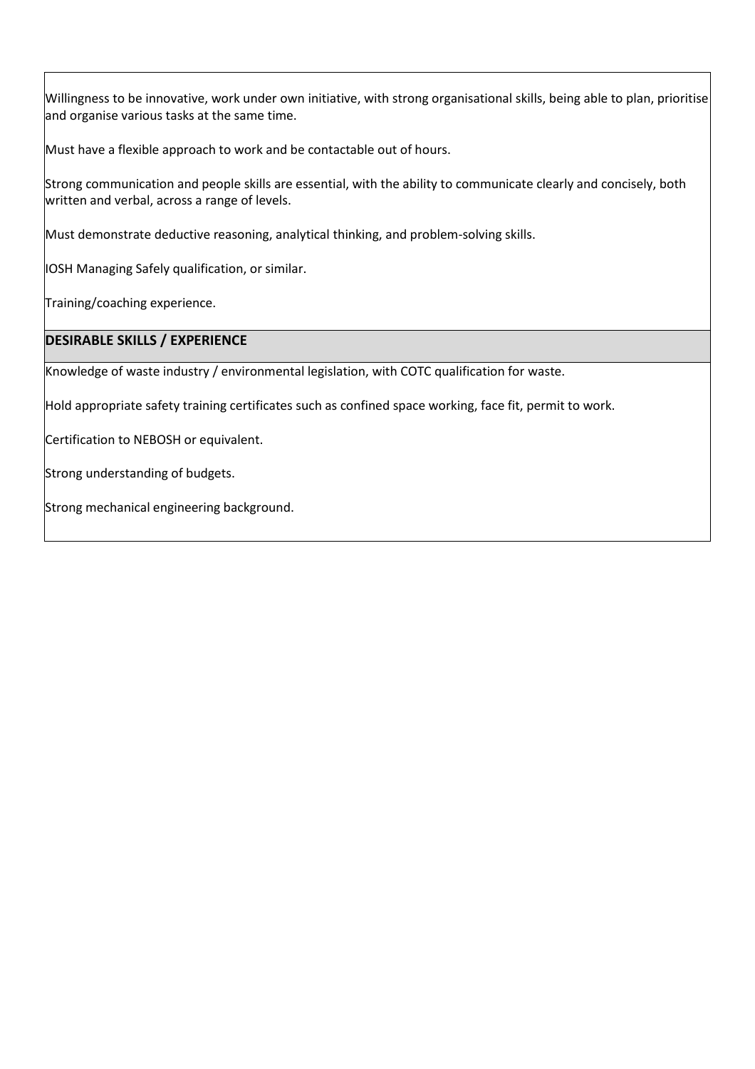Willingness to be innovative, work under own initiative, with strong organisational skills, being able to plan, prioritise and organise various tasks at the same time.

Must have a flexible approach to work and be contactable out of hours.

Strong communication and people skills are essential, with the ability to communicate clearly and concisely, both written and verbal, across a range of levels.

Must demonstrate deductive reasoning, analytical thinking, and problem-solving skills.

IOSH Managing Safely qualification, or similar.

Training/coaching experience.

## DESIRABLE SKILLS / EXPERIENCE

Knowledge of waste industry / environmental legislation, with COTC qualification for waste.

Hold appropriate safety training certificates such as confined space working, face fit, permit to work.

Certification to NEBOSH or equivalent.

Strong understanding of budgets.

Strong mechanical engineering background.